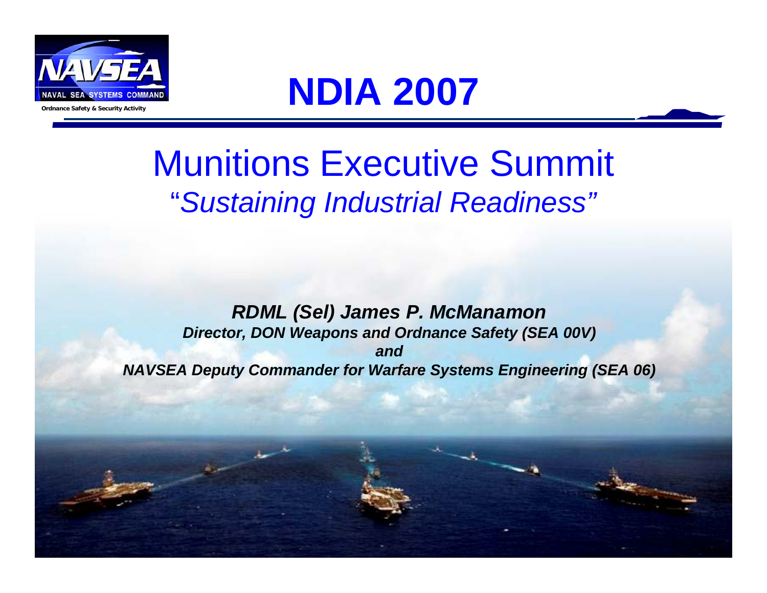NAVSEA

NAVAL SEA SYSTEMS COMMAND

Ordnance Safety & Security Activity

# NDIA 2007

## Munitions Executive Summit

*"Sustaining Industrial Readiness"*

***RDML (Sel) James P. McManamon***

***Director, DON Weapons and Ordnance Safety (SEA 00V)***

***and***

***NAVSEA Deputy Commander for Warfare Systems Engineering (SEA 06)***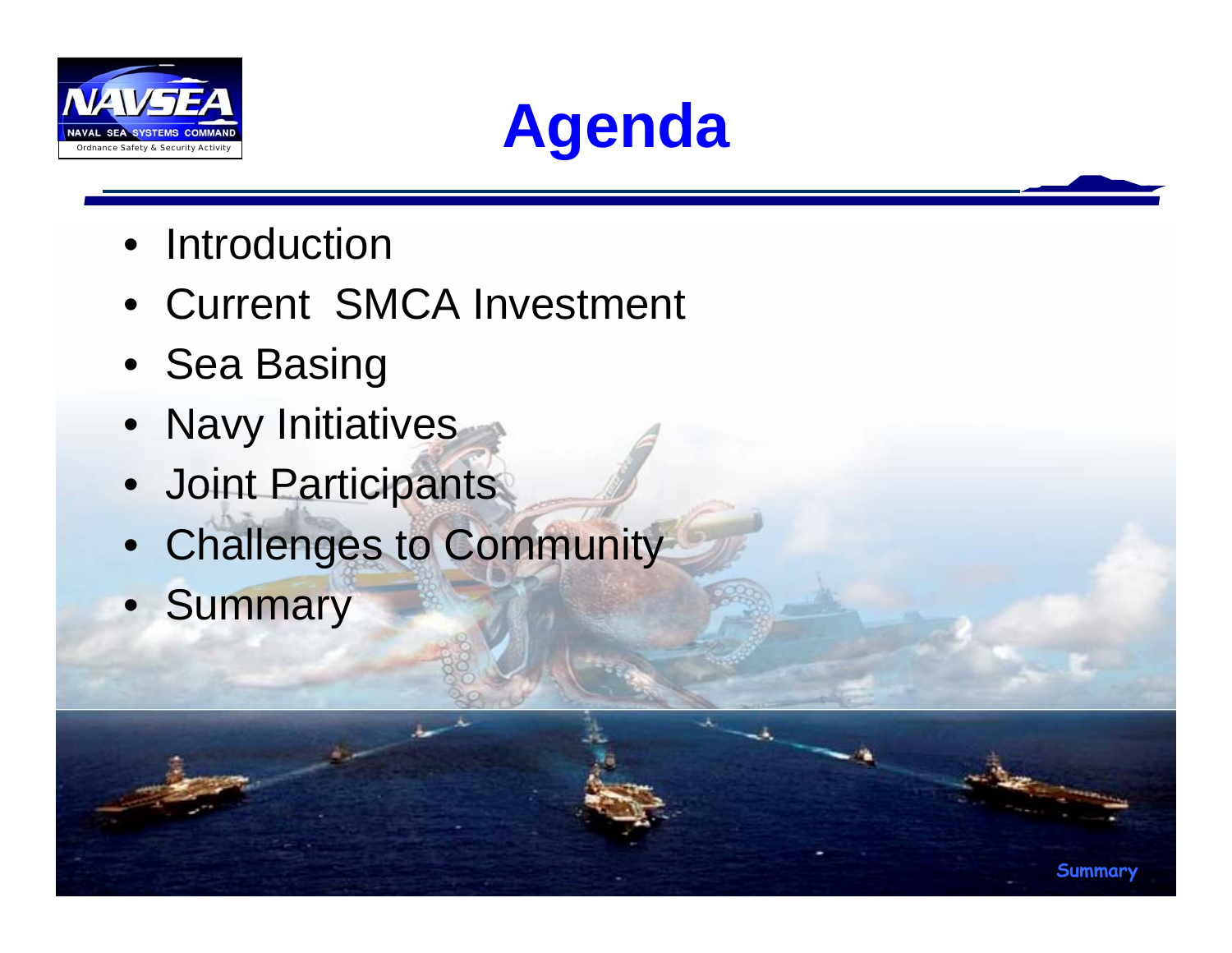# Agenda

- Introduction
- Current SMCA Investment
- Sea Basing
- Navy Initiatives
- Joint Participants
- Challenges to Community
- Summary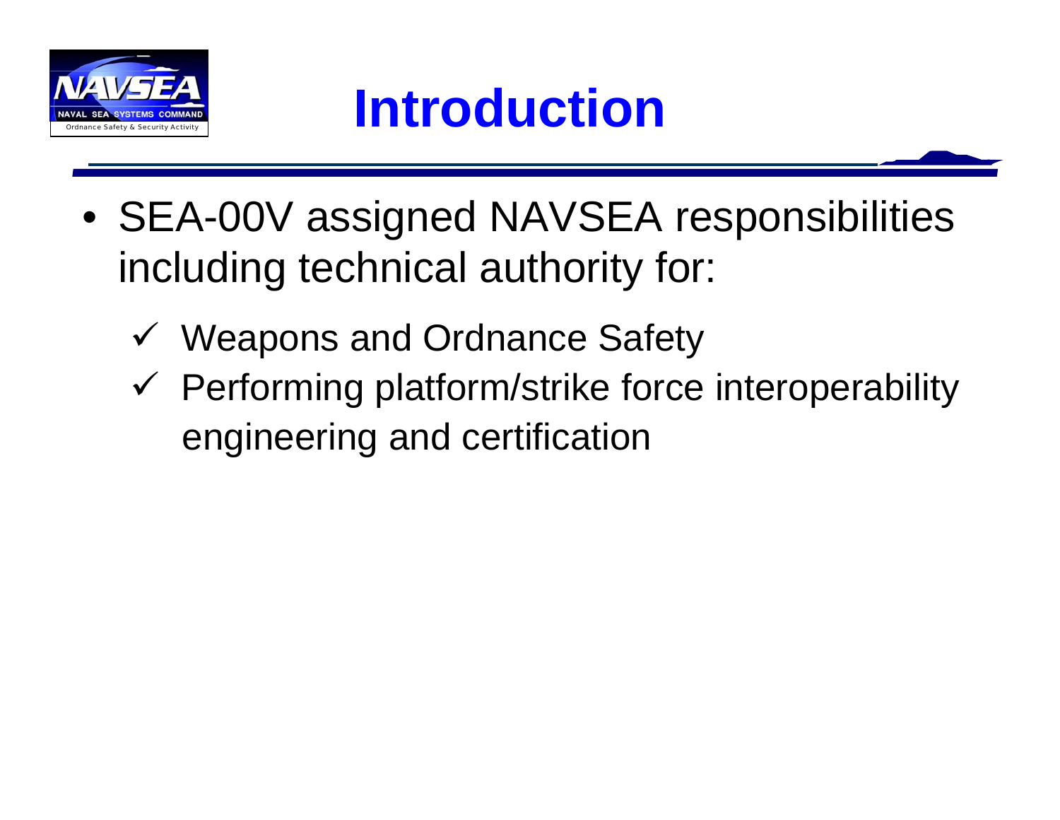# Introduction

- SEA-00V assigned NAVSEA responsibilities including technical authority for:
  - ✓ Weapons and Ordnance Safety
  - ✓ Performing platform/strike force interoperability engineering and certification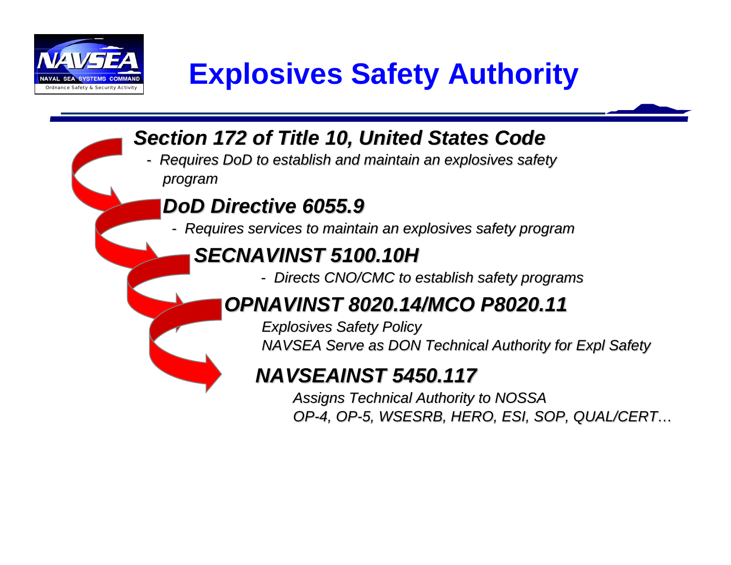# Explosives Safety Authority

### *Section 172 of Title 10, United States Code*

- *Requires DoD to establish and maintain an explosives safety program*

### *DoD Directive 6055.9*

- *Requires services to maintain an explosives safety program*

### *SECNAVINST 5100.10H*

- *Directs CNO/CMC to establish safety programs*

### *OPNAVINST 8020.14/MCO P8020.11*

*Explosives Safety Policy*
*NAVSEA Serve as DON Technical Authority for Expl Safety*

### *NAVSEAINST 5450.117*

*Assigns Technical Authority to NOSSA*
*OP-4, OP-5, WSESRB, HERO, ESI, SOP, QUAL/CERT…*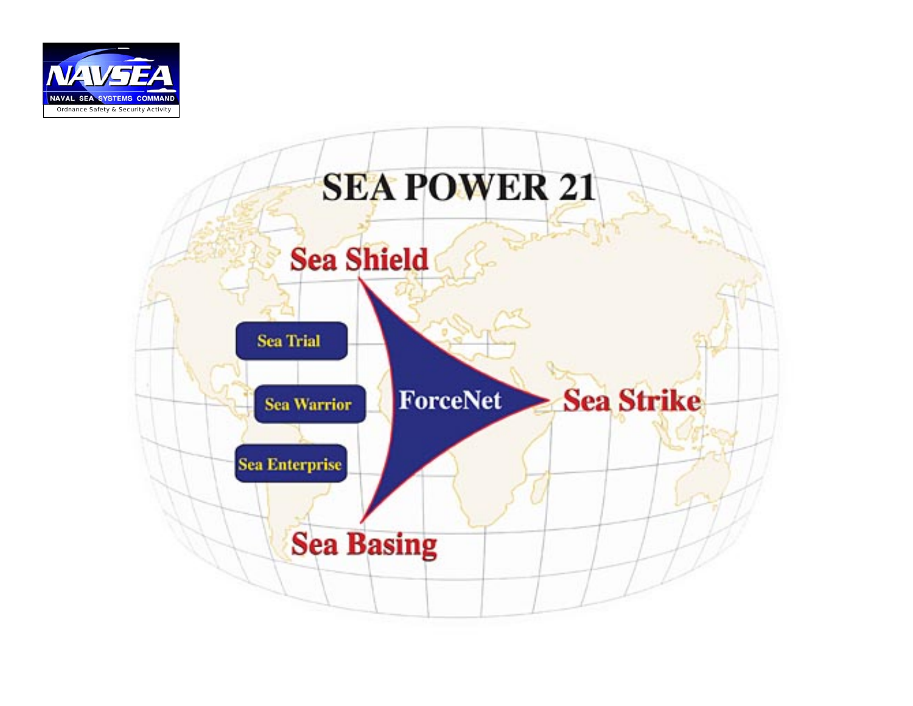# SEA POWER 21

Sea Shield

Sea Trial

Sea Warrior

Sea Enterprise

ForceNet

Sea Strike

Sea Basing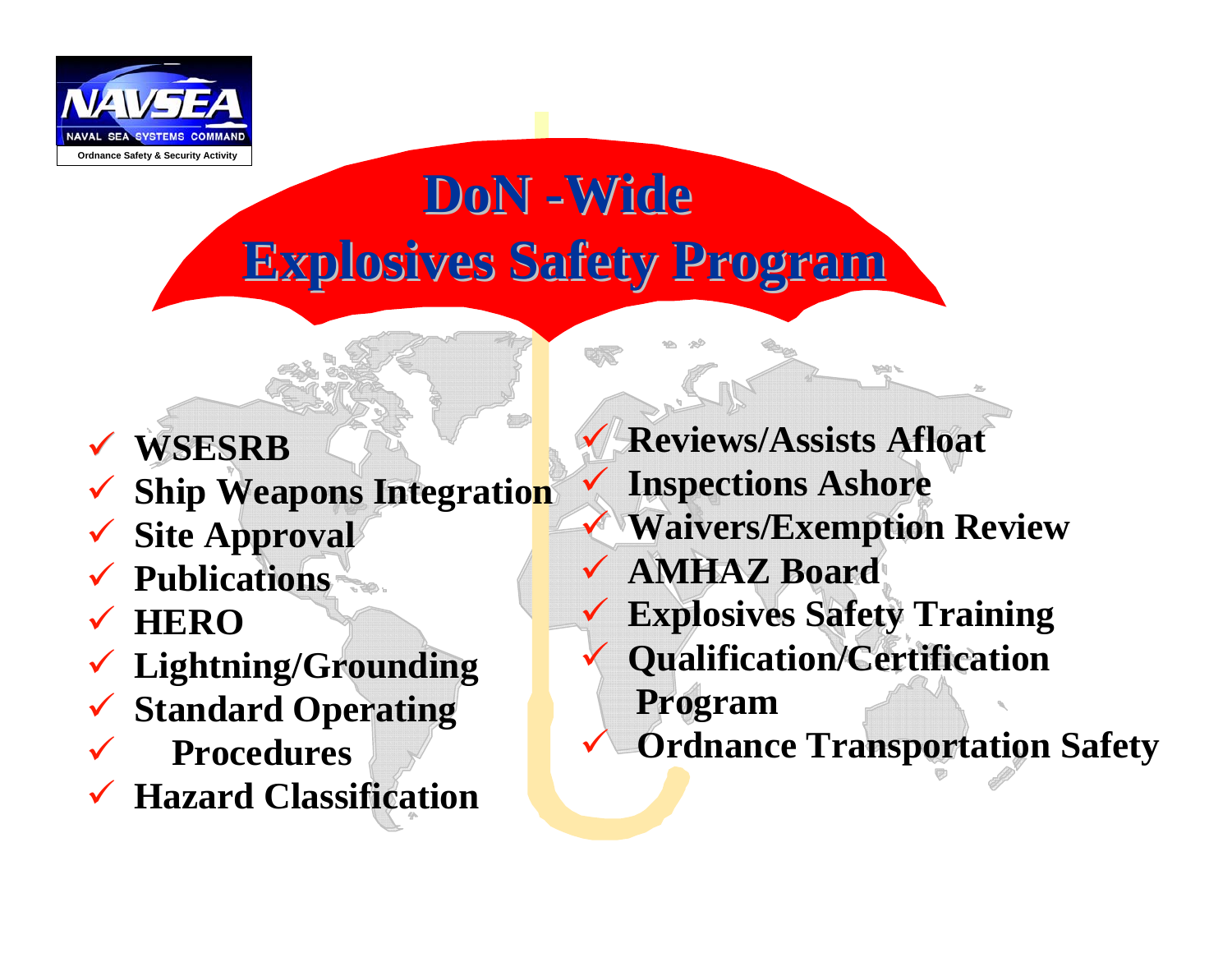# DoN -Wide Explosives Safety Program

- WSESRB
- Ship Weapons Integration
- Site Approval
- Publications
- HERO
- Lightning/Grounding
- Standard Operating Procedures
- Hazard Classification

- Reviews/Assists Afloat
- Inspections Ashore
- Waivers/Exemption Review
- AMHAZ Board
- Explosives Safety Training
- Qualification/Certification Program
- Ordnance Transportation Safety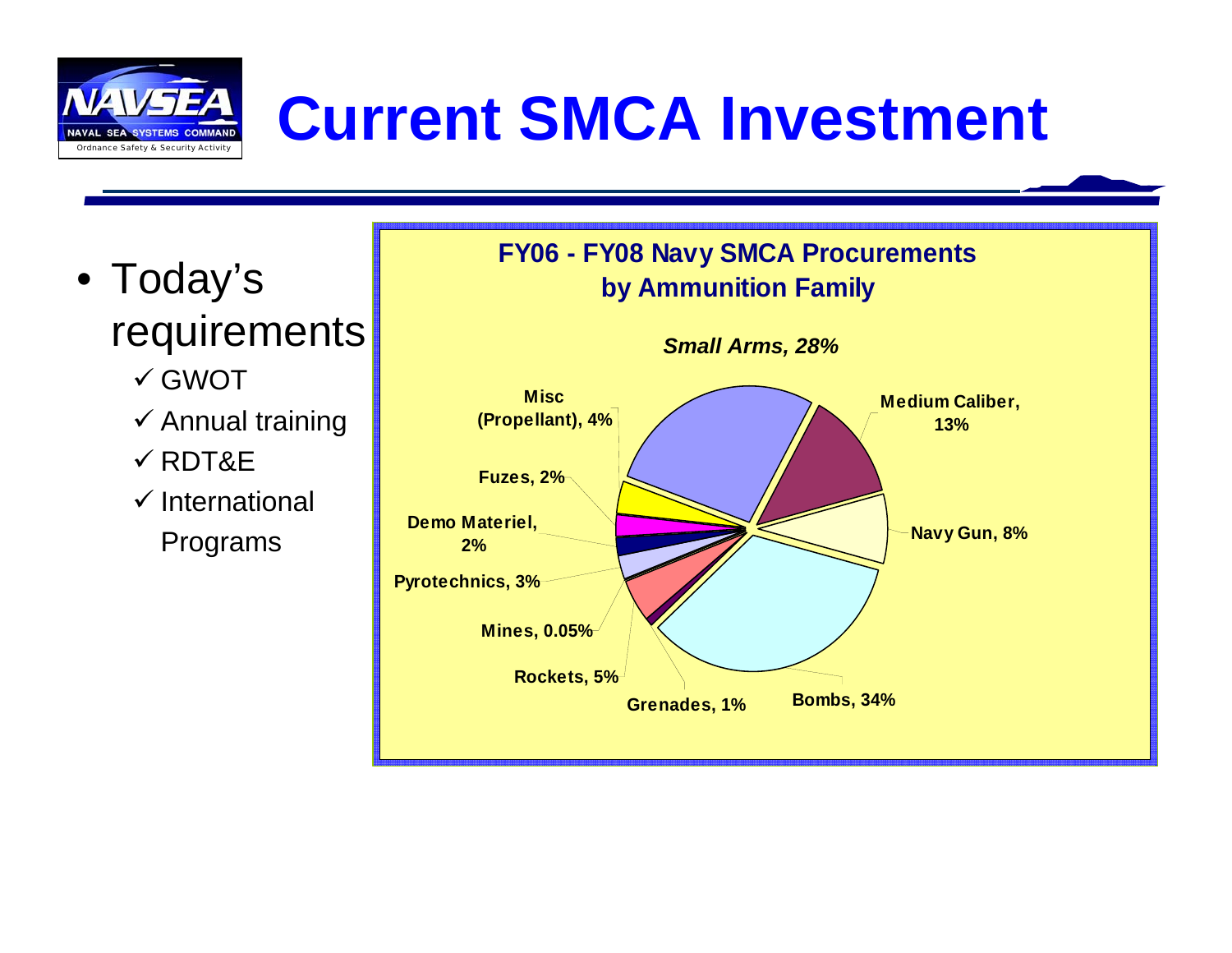# Current SMCA Investment

- Today's requirements
  - ✓ GWOT
  - ✓ Annual training
  - ✓ RDT&E
  - ✓ International Programs

**FY06 - FY08 Navy SMCA Procurements by Ammunition Family**

| Ammunition Family | Percentage |
| --- | --- |
| Small Arms | 28% |
| Medium Caliber | 13% |
| Navy Gun | 8% |
| Bombs | 34% |
| Grenades | 1% |
| Rockets | 5% |
| Mines | 0.05% |
| Pyrotechnics | 3% |
| Demo Materiel | 2% |
| Fuzes | 2% |
| Misc (Propellant) | 4% |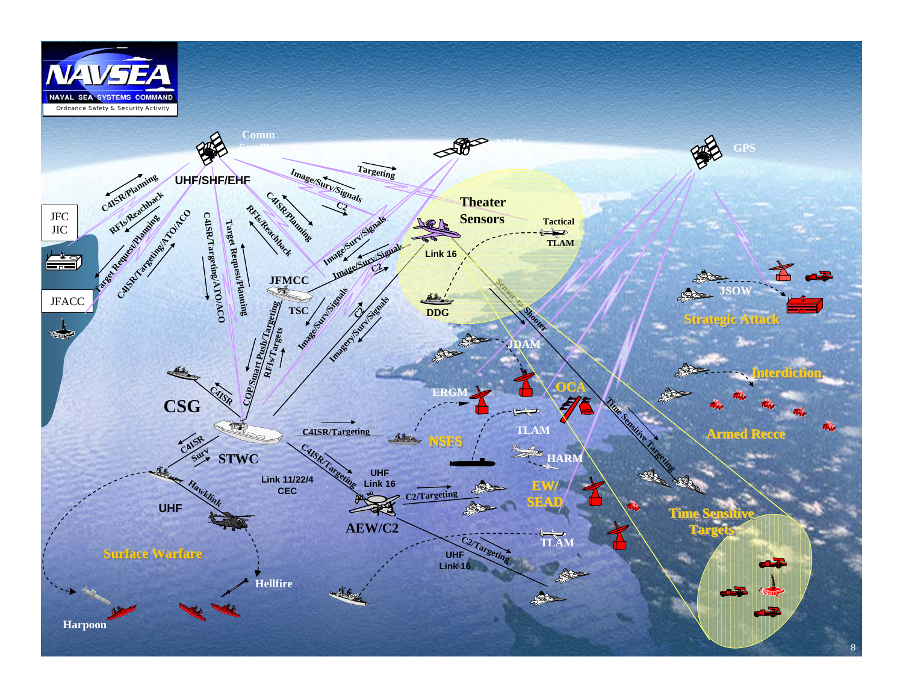NAVSEA
NAVAL SEA SYSTEMS COMMAND
Ordnance Safety & Security Activity

Comm Satellite

NTM

GPS

UHF/SHF/EHF

C4ISR/Planning

RFIs/Reachback

Target Request/Planning

C4ISR/Targeting/ATO/ACO

C4ISR/Targeting/ATO/ACO

Target Request/Planning

C4ISR/Planning

RFIs/Reachback

Image/Surv/Signals

Targeting

C2

Image/Surv/Signals

Image/Surv/Signals

C2

Image/Surv/Signals

C2

Imagery/Surv/Signals

JFC
JIC

JFACC

JFMCC

TSC

COP/Smart Push/Targeting

RFIs/Targets

Theater Sensors

Tactical TLAM

Link 16

DDG

Sensor-to-Shooter

JDAM

CSG

C4ISR

C4ISR

Surv

STWC

C4ISR/Targeting

C4ISR/Targeting

Link 11/22/4
CEC

UHF
Link 16

Hawklink

UHF

AEW/C2

C2/Targeting

C2/Targeting

UHF
Link 16

ERGM

NSFS

TLAM

HARM

OCA

EW/
SEAD

TLAM

JSOW

Strategic Attack

Interdiction

Armed Recce

Time Sensitive Targeting

Time Sensitive Targets

Surface Warfare

Hellfire

Harpoon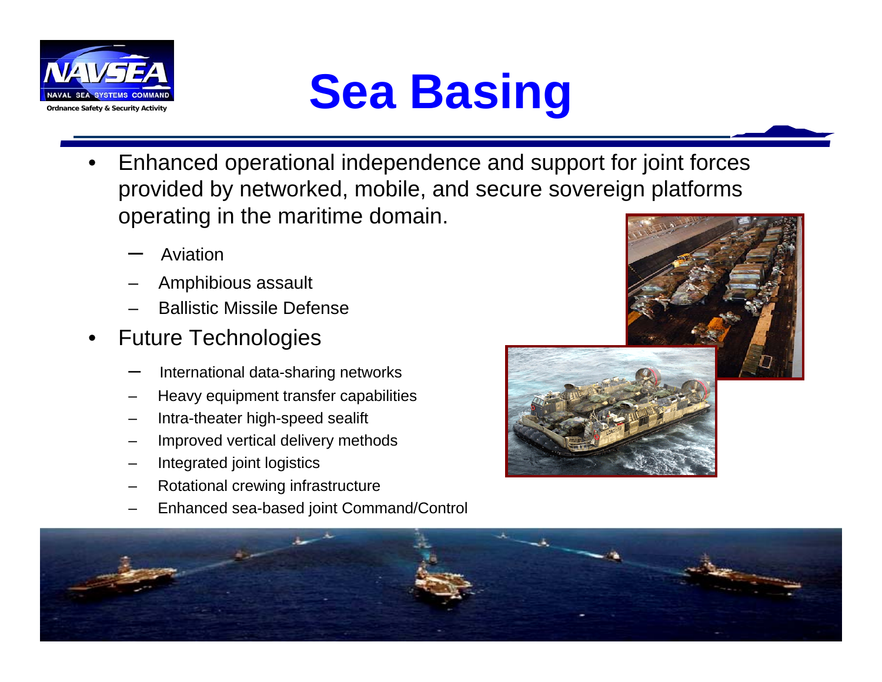# Sea Basing

- Enhanced operational independence and support for joint forces provided by networked, mobile, and secure sovereign platforms operating in the maritime domain.
  - Aviation
  - Amphibious assault
  - Ballistic Missile Defense
- Future Technologies
  - International data-sharing networks
  - Heavy equipment transfer capabilities
  - Intra-theater high-speed sealift
  - Improved vertical delivery methods
  - Integrated joint logistics
  - Rotational crewing infrastructure
  - Enhanced sea-based joint Command/Control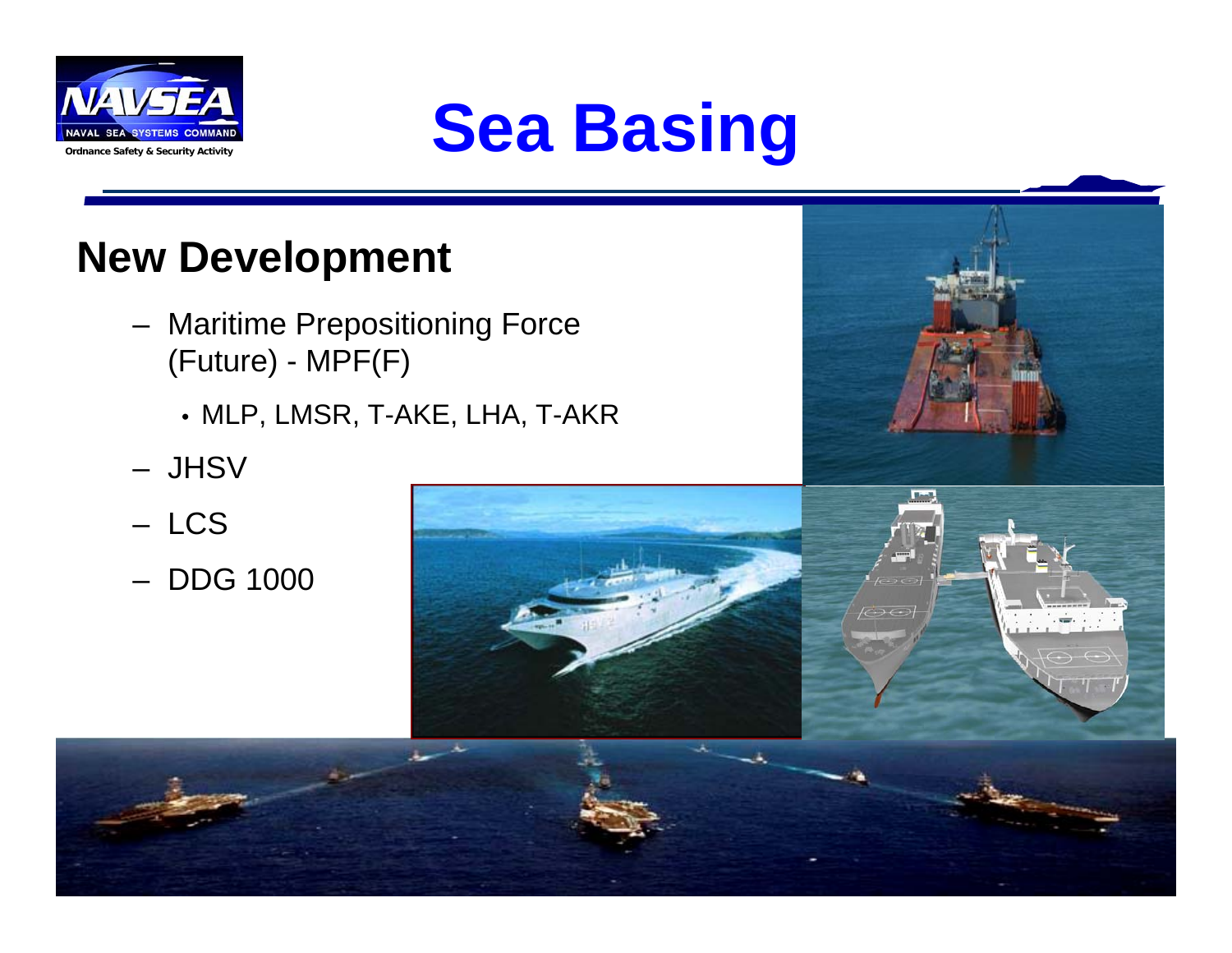# Sea Basing

## New Development

- Maritime Prepositioning Force (Future) - MPF(F)
  - MLP, LMSR, T-AKE, LHA, T-AKR
- JHSV
- LCS
- DDG 1000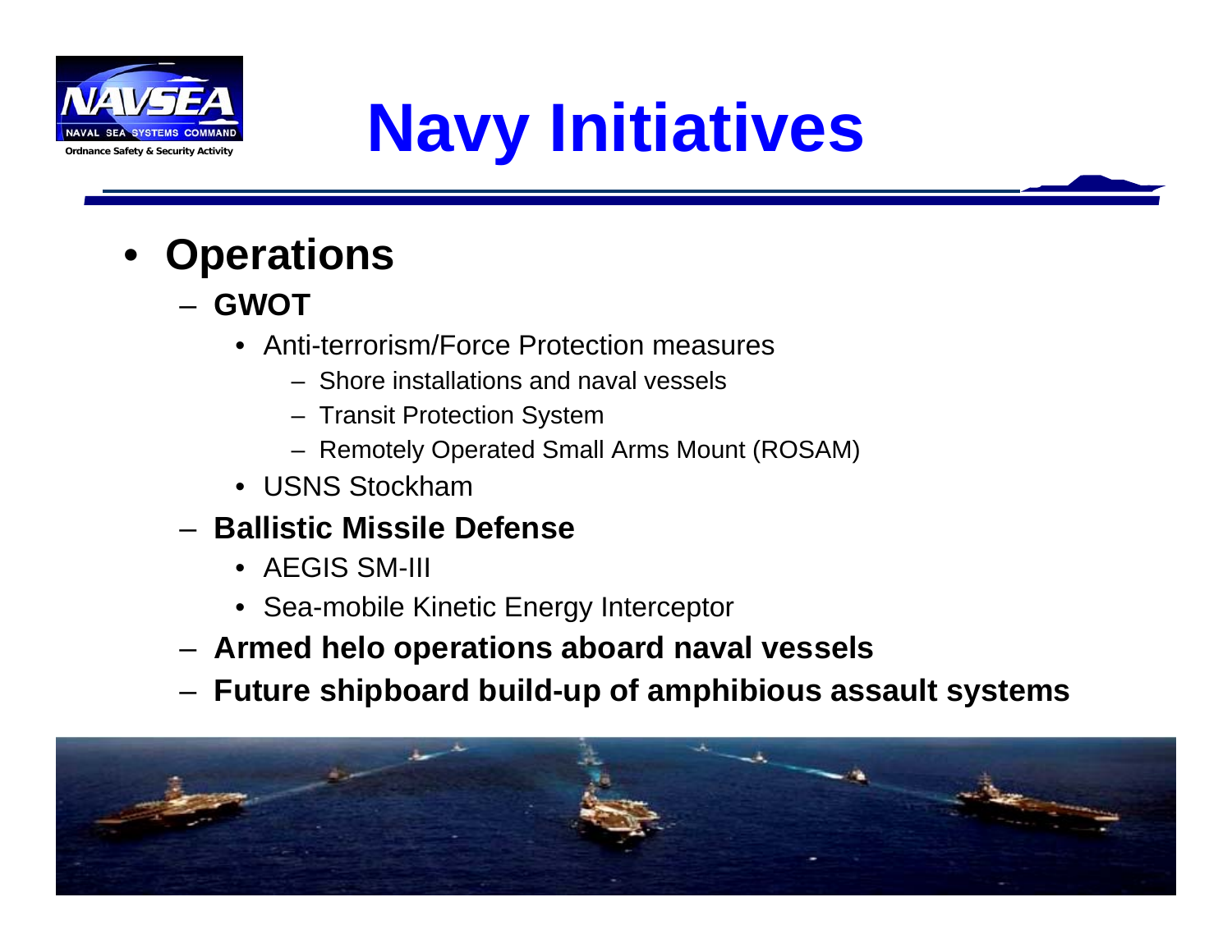# Navy Initiatives

- **Operations**
  - **GWOT**
    - Anti-terrorism/Force Protection measures
      - Shore installations and naval vessels
      - Transit Protection System
      - Remotely Operated Small Arms Mount (ROSAM)
    - USNS Stockham
  - **Ballistic Missile Defense**
    - AEGIS SM-III
    - Sea-mobile Kinetic Energy Interceptor
  - **Armed helo operations aboard naval vessels**
  - **Future shipboard build-up of amphibious assault systems**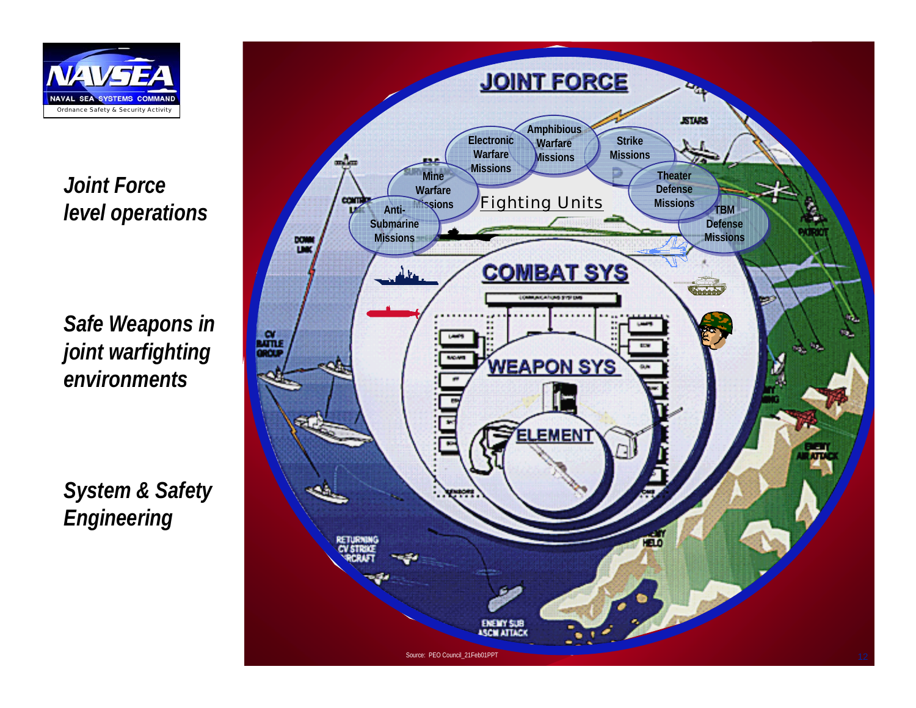*Joint Force level operations*

*Safe Weapons in joint warfighting environments*

*System & Safety Engineering*

**JOINT FORCE**

Electronic Warfare Missions

Amphibious Warfare Missions

Strike Missions

Mine Warfare Missions

Theater Defense Missions

Anti-Submarine Missions

TBM Defense Missions

Fighting Units

**COMBAT SYS**

**WEAPON SYS**

**ELEMENT**

Source: PEO Council_21Feb01PPT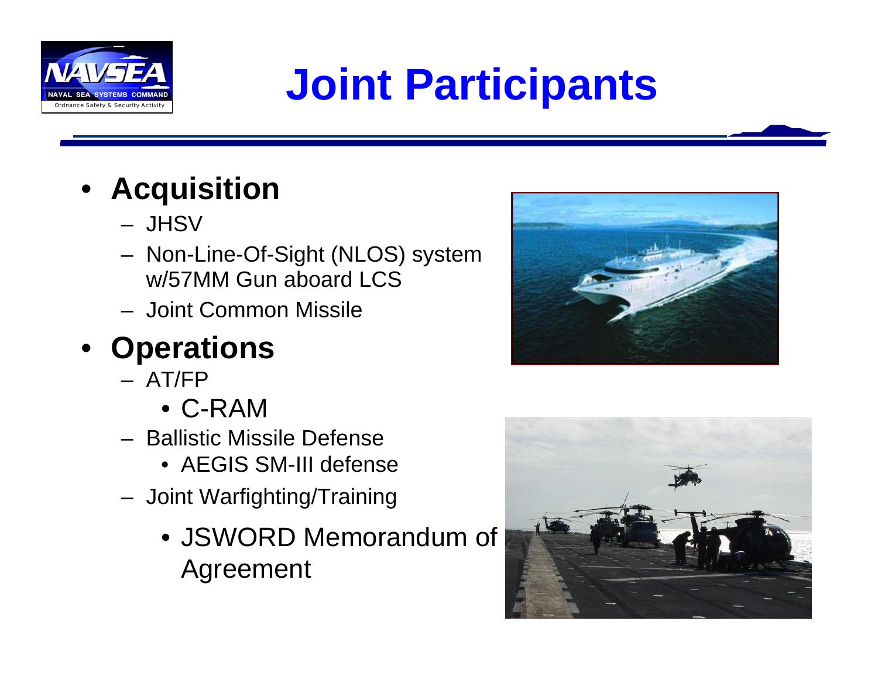# Joint Participants

- **Acquisition**
  - JHSV
  - Non-Line-Of-Sight (NLOS) system w/57MM Gun aboard LCS
  - Joint Common Missile
- **Operations**
  - AT/FP
    - C-RAM
  - Ballistic Missile Defense
    - AEGIS SM-III defense
  - Joint Warfighting/Training
    - JSWORD Memorandum of Agreement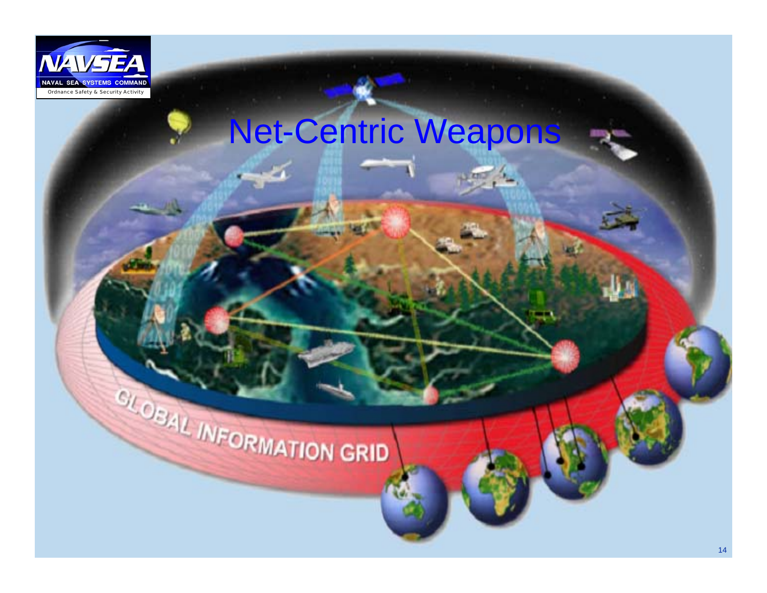# Net-Centric Weapons

GLOBAL INFORMATION GRID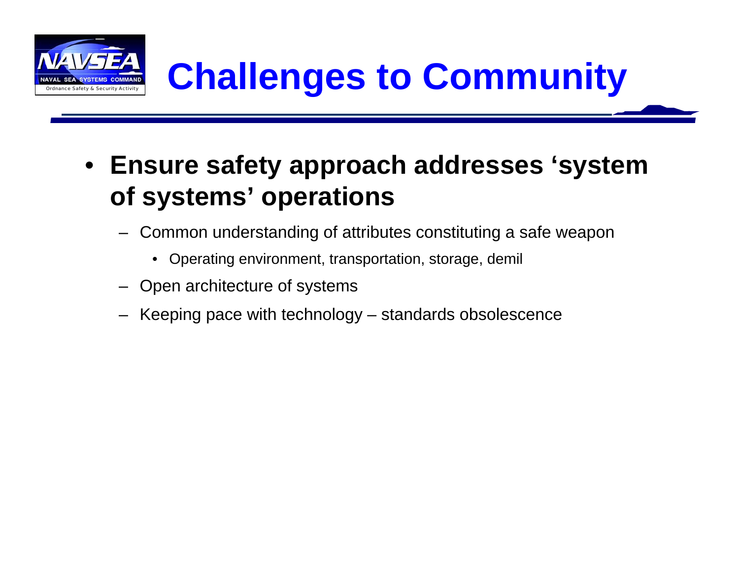# Challenges to Community

- **Ensure safety approach addresses 'system of systems' operations**
  - Common understanding of attributes constituting a safe weapon
    - Operating environment, transportation, storage, demil
  - Open architecture of systems
  - Keeping pace with technology – standards obsolescence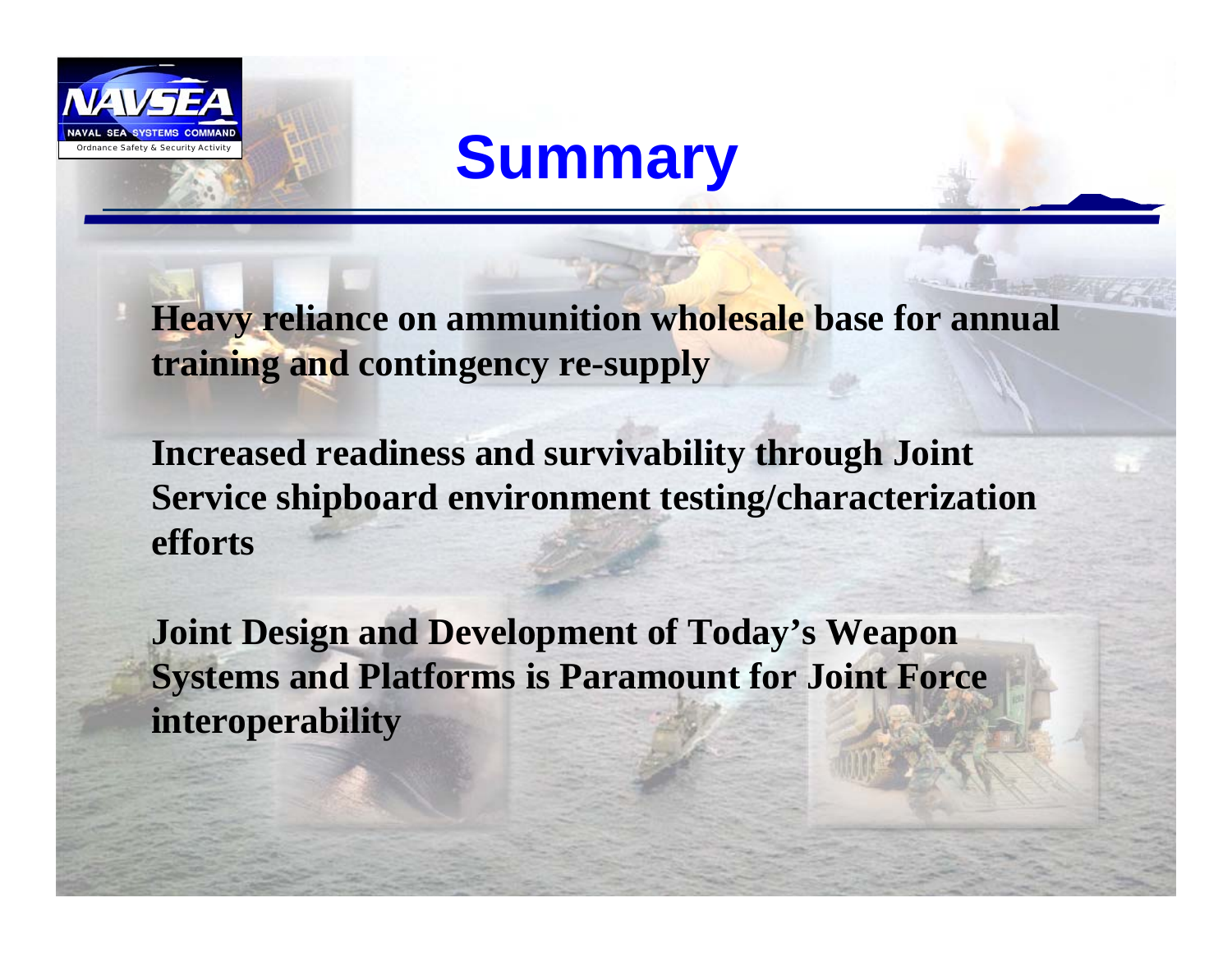# Summary

Heavy reliance on ammunition wholesale base for annual training and contingency re-supply

Increased readiness and survivability through Joint Service shipboard environment testing/characterization efforts

Joint Design and Development of Today's Weapon Systems and Platforms is Paramount for Joint Force interoperability